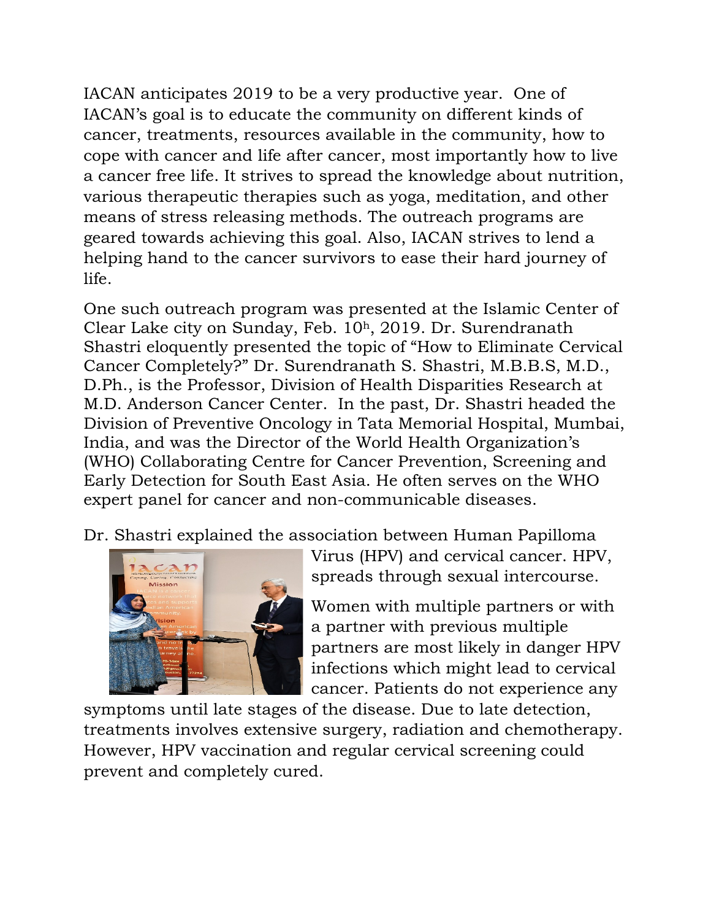IACAN anticipates 2019 to be a very productive year. One of IACAN's goal is to educate the community on different kinds of cancer, treatments, resources available in the community, how to cope with cancer and life after cancer, most importantly how to live a cancer free life. It strives to spread the knowledge about nutrition, various therapeutic therapies such as yoga, meditation, and other means of stress releasing methods. The outreach programs are geared towards achieving this goal. Also, IACAN strives to lend a helping hand to the cancer survivors to ease their hard journey of life.

One such outreach program was presented at the Islamic Center of Clear Lake city on Sunday, Feb. 10h, 2019. Dr. Surendranath Shastri eloquently presented the topic of "How to Eliminate Cervical Cancer Completely?" Dr. Surendranath S. Shastri, M.B.B.S, M.D., D.Ph., is the Professor, Division of Health Disparities Research at M.D. Anderson Cancer Center. In the past, Dr. Shastri headed the Division of Preventive Oncology in Tata Memorial Hospital, Mumbai, India, and was the Director of the World Health Organization's (WHO) Collaborating Centre for Cancer Prevention, Screening and Early Detection for South East Asia. He often serves on the WHO expert panel for cancer and non-communicable diseases.

Dr. Shastri explained the association between Human Papilloma Virus (HPV) and cervical cancer. HPV, spreads through sexual intercourse.

Women with multiple partners or with a partner with previous multiple partners are most likely in danger HPV infections which might lead to cervical cancer. Patients do not experience any symptoms until late stages of the disease. Due to late detection, treatments involves extensive surgery, radiation and chemotherapy. However, HPV vaccination and regular cervical screening could prevent and completely cured.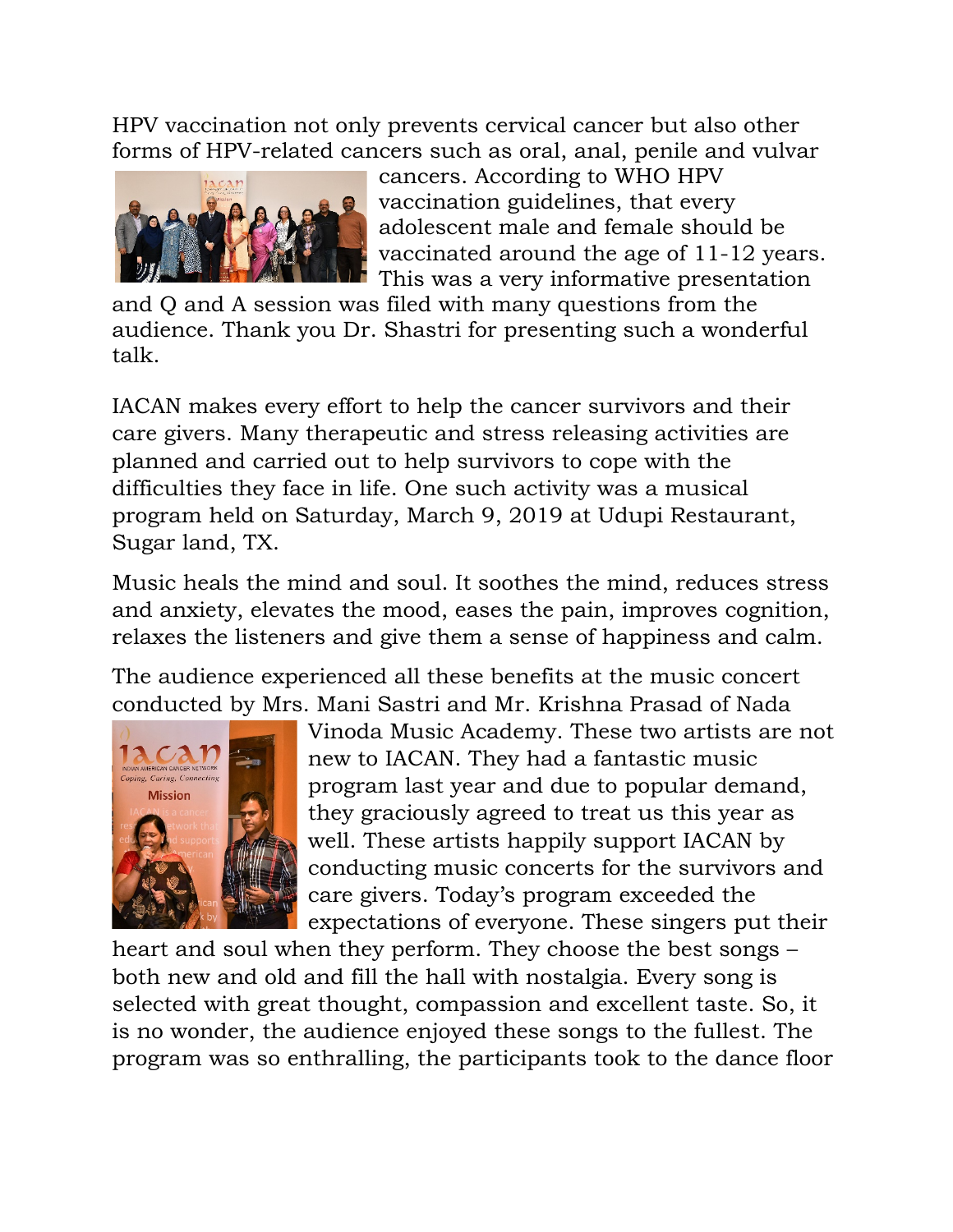HPV vaccination not only prevents cervical cancer but also other forms of HPV-related cancers such as oral, anal, penile and vulvar cancers. According to WHO HPV vaccination guidelines, that every adolescent male and female should be vaccinated around the age of 11-12 years. This was a very informative presentation and Q and A session was filed with many questions from the audience. Thank you Dr. Shastri for presenting such a wonderful talk.

IACAN makes every effort to help the cancer survivors and their care givers. Many therapeutic and stress releasing activities are planned and carried out to help survivors to cope with the difficulties they face in life. One such activity was a musical program held on Saturday, March 9, 2019 at Udupi Restaurant, Sugar land, TX.

Music heals the mind and soul. It soothes the mind, reduces stress and anxiety, elevates the mood, eases the pain, improves cognition, relaxes the listeners and give them a sense of happiness and calm.

The audience experienced all these benefits at the music concert conducted by Mrs. Mani Sastri and Mr. Krishna Prasad of Nada Vinoda Music Academy. These two artists are not new to IACAN. They had a fantastic music program last year and due to popular demand, they graciously agreed to treat us this year as well. These artists happily support IACAN by conducting music concerts for the survivors and care givers. Today's program exceeded the expectations of everyone. These singers put their heart and soul when they perform. They choose the best songs – both new and old and fill the hall with nostalgia. Every song is selected with great thought, compassion and excellent taste. So, it is no wonder, the audience enjoyed these songs to the fullest. The program was so enthralling, the participants took to the dance floor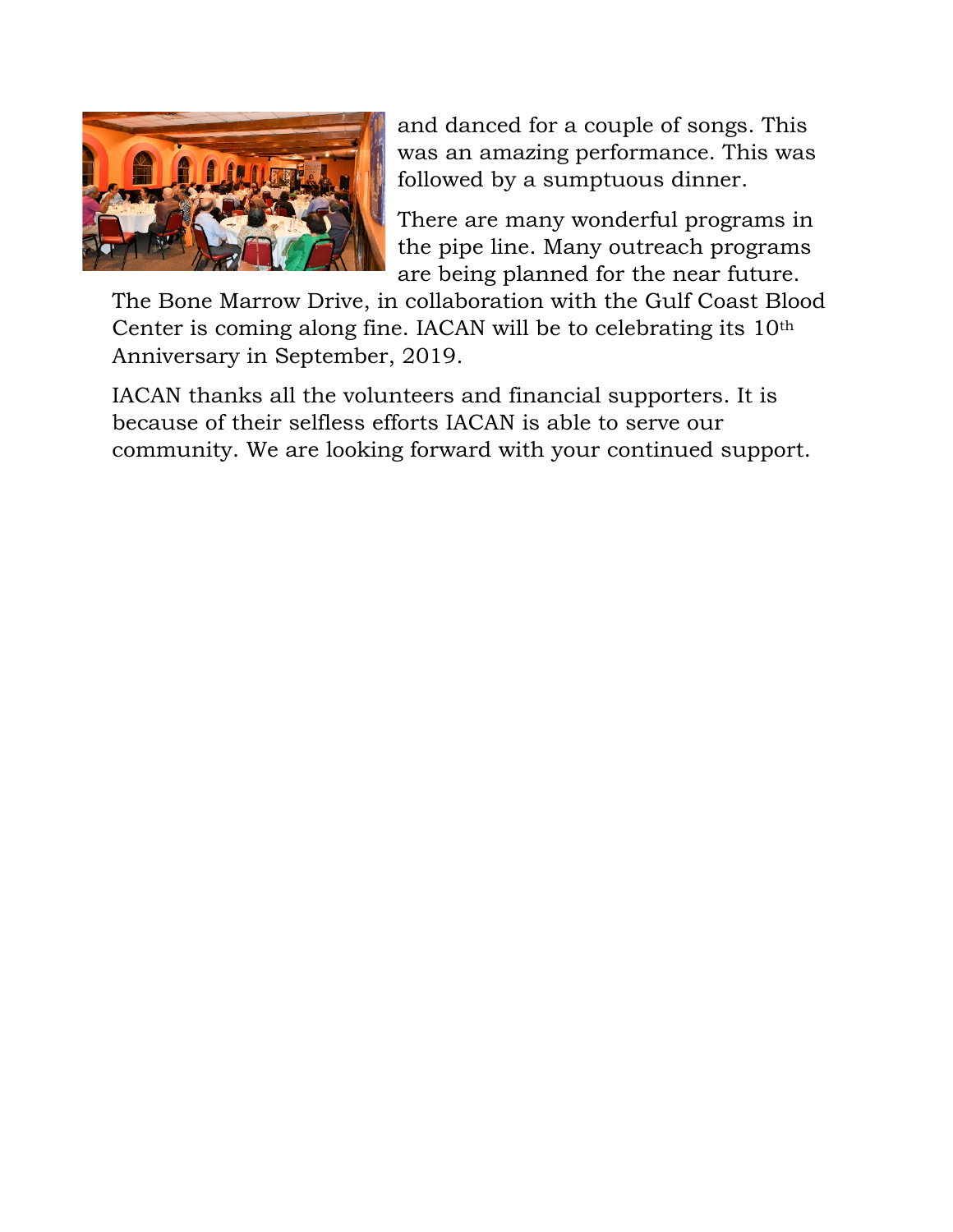and danced for a couple of songs. This was an amazing performance. This was followed by a sumptuous dinner.

There are many wonderful programs in the pipe line. Many outreach programs are being planned for the near future. The Bone Marrow Drive, in collaboration with the Gulf Coast Blood Center is coming along fine. IACAN will be to celebrating its $10^{th}$ Anniversary in September, 2019.

IACAN thanks all the volunteers and financial supporters. It is because of their selfless efforts IACAN is able to serve our community. We are looking forward with your continued support.